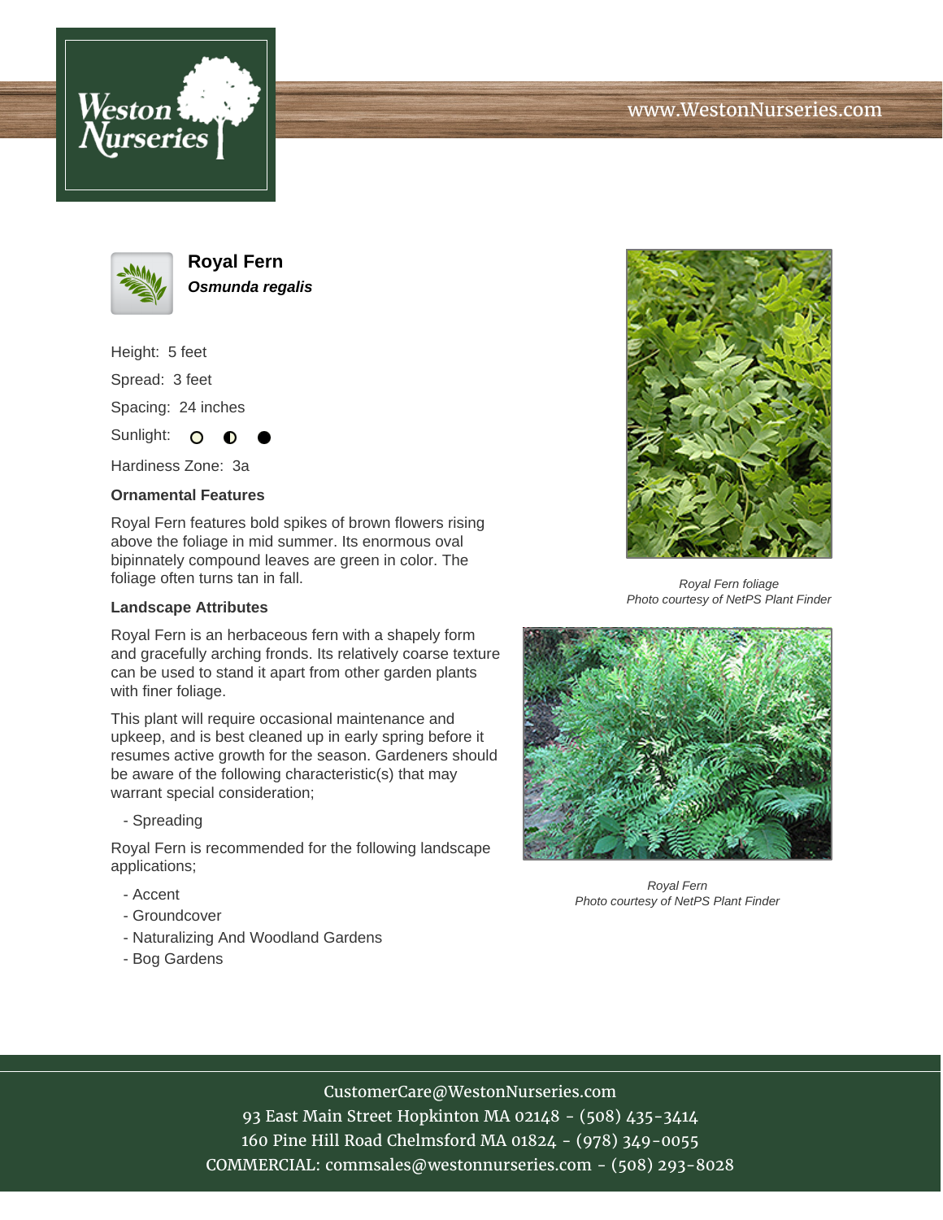# Royal Fern

***Osmunda regalis***

Height: 5 feet

Spread: 3 feet

Spacing: 24 inches

Sunlight: ○ ◐ ●

Hardiness Zone: 3a

### Ornamental Features

Royal Fern features bold spikes of brown flowers rising above the foliage in mid summer. Its enormous oval bipinnately compound leaves are green in color. The foliage often turns tan in fall.

### Landscape Attributes

Royal Fern is an herbaceous fern with a shapely form and gracefully arching fronds. Its relatively coarse texture can be used to stand it apart from other garden plants with finer foliage.

This plant will require occasional maintenance and upkeep, and is best cleaned up in early spring before it resumes active growth for the season. Gardeners should be aware of the following characteristic(s) that may warrant special consideration;

- Spreading

Royal Fern is recommended for the following landscape applications;

- Accent
- Groundcover
- Naturalizing And Woodland Gardens
- Bog Gardens

*Royal Fern foliage*
*Photo courtesy of NetPS Plant Finder*

*Royal Fern*
*Photo courtesy of NetPS Plant Finder*

CustomerCare@WestonNurseries.com
93 East Main Street Hopkinton MA 02148 - (508) 435-3414
160 Pine Hill Road Chelmsford MA 01824 - (978) 349-0055
COMMERCIAL: commsales@westonnurseries.com - (508) 293-8028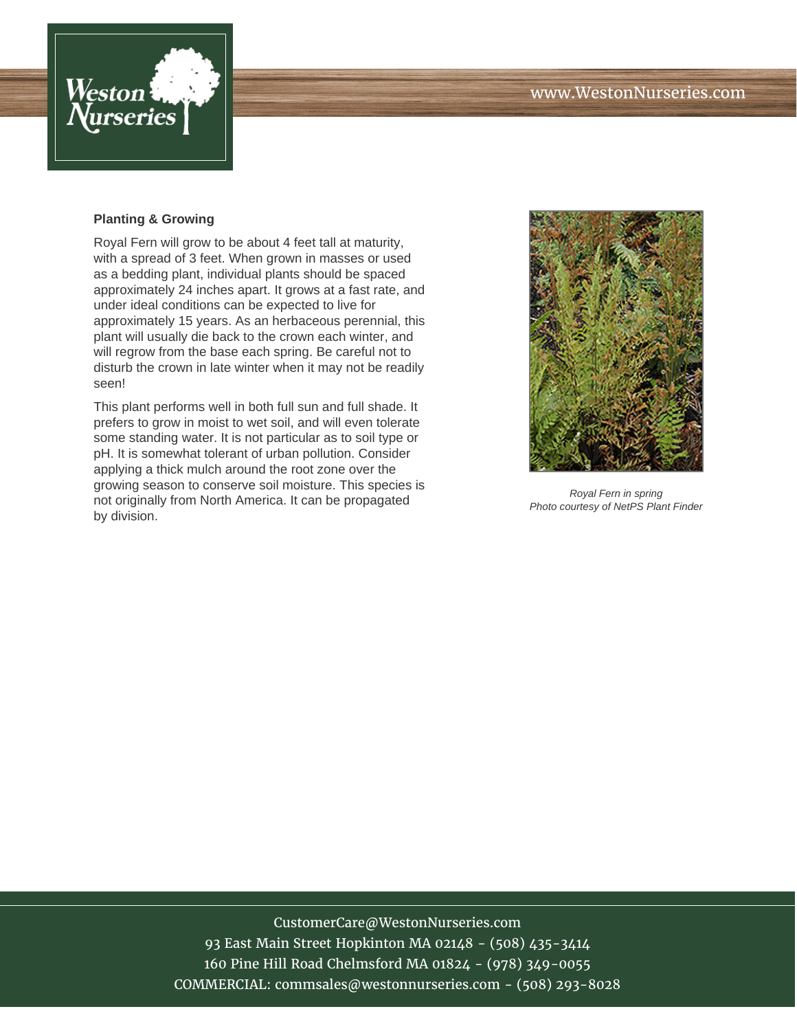### Planting & Growing

Royal Fern will grow to be about 4 feet tall at maturity, with a spread of 3 feet. When grown in masses or used as a bedding plant, individual plants should be spaced approximately 24 inches apart. It grows at a fast rate, and under ideal conditions can be expected to live for approximately 15 years. As an herbaceous perennial, this plant will usually die back to the crown each winter, and will regrow from the base each spring. Be careful not to disturb the crown in late winter when it may not be readily seen!

This plant performs well in both full sun and full shade. It prefers to grow in moist to wet soil, and will even tolerate some standing water. It is not particular as to soil type or pH. It is somewhat tolerant of urban pollution. Consider applying a thick mulch around the root zone over the growing season to conserve soil moisture. This species is not originally from North America. It can be propagated by division.

*Royal Fern in spring*
*Photo courtesy of NetPS Plant Finder*